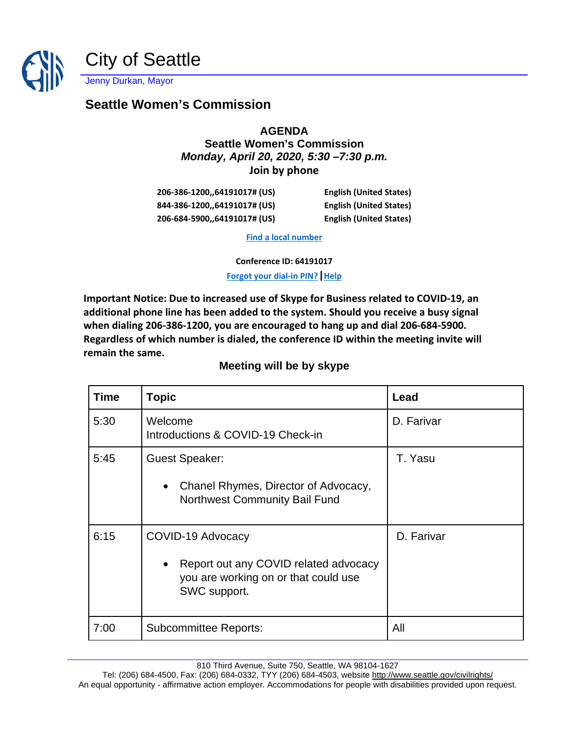# City of Seattle

Jenny Durkan, Mayor

## Seattle Women's Commission

**AGENDA**
**Seattle Women's Commission**
***Monday, April 20, 2020, 5:30 –7:30 p.m.***
**Join by phone**

| | |
|---|---|
| **206-386-1200,,64191017# (US)** | **English (United States)** |
| **844-386-1200,,64191017# (US)** | **English (United States)** |
| **206-684-5900,,64191017# (US)** | **English (United States)** |

**Find a local number**

**Conference ID: 64191017**

**Forgot your dial-in PIN? | Help**

**Important Notice: Due to increased use of Skype for Business related to COVID-19, an additional phone line has been added to the system. Should you receive a busy signal when dialing 206-386-1200, you are encouraged to hang up and dial 206-684-5900. Regardless of which number is dialed, the conference ID within the meeting invite will remain the same.**

**Meeting will be by skype**

| Time | Topic | Lead |
|---|---|---|
| 5:30 | Welcome<br>Introductions & COVID-19 Check-in | D. Farivar |
| 5:45 | Guest Speaker:<br>• Chanel Rhymes, Director of Advocacy, Northwest Community Bail Fund | T. Yasu |
| 6:15 | COVID-19 Advocacy<br>• Report out any COVID related advocacy you are working on or that could use SWC support. | D. Farivar |
| 7:00 | Subcommittee Reports: | All |

810 Third Avenue, Suite 750, Seattle, WA 98104-1627
Tel: (206) 684-4500, Fax: (206) 684-0332, TYY (206) 684-4503, website http://www.seattle.gov/civilrights/
An equal opportunity - affirmative action employer. Accommodations for people with disabilities provided upon request.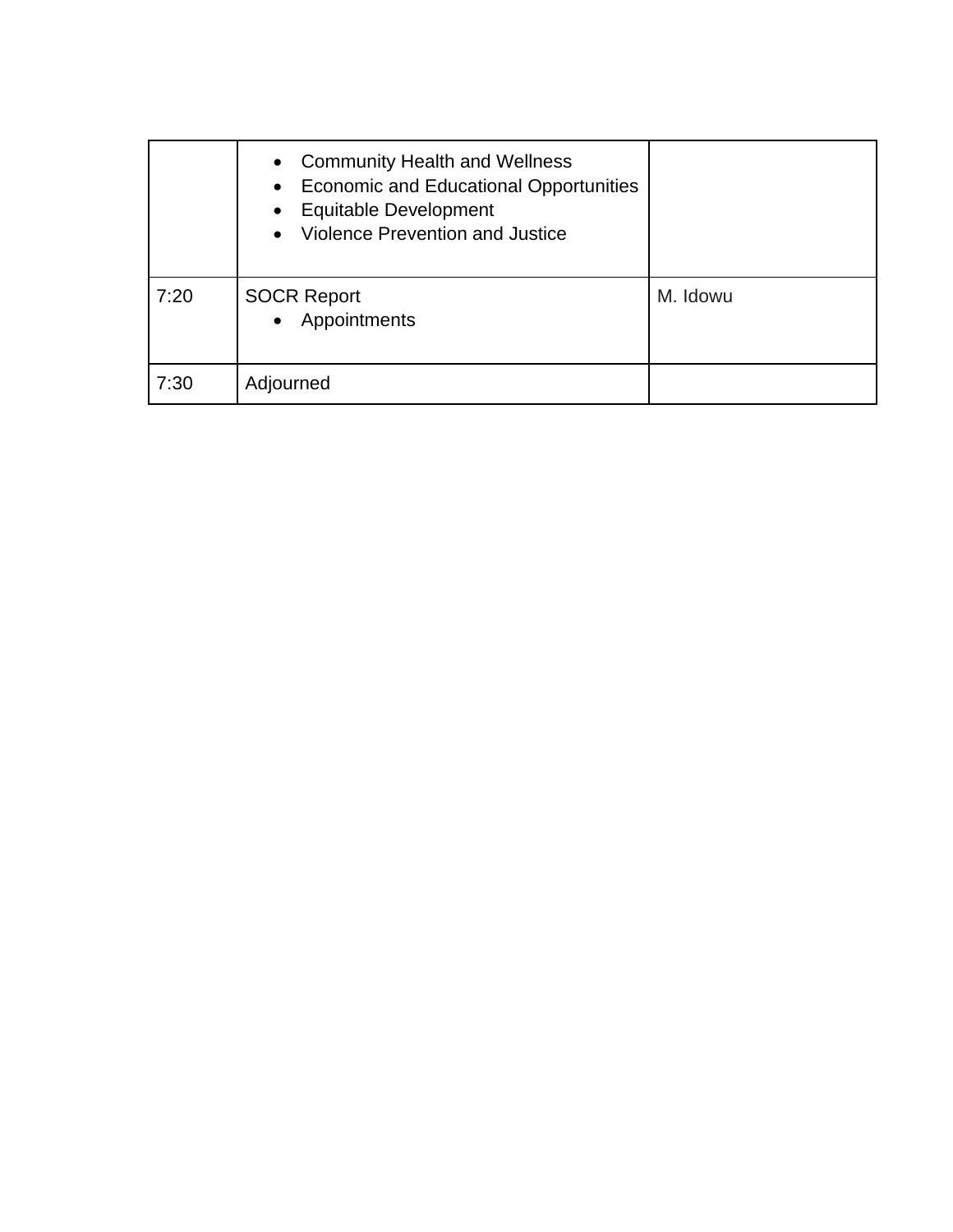| | | |
|---|---|---|
| | • Community Health and Wellness<br>• Economic and Educational Opportunities<br>• Equitable Development<br>• Violence Prevention and Justice | |
| 7:20 | SOCR Report<br>• Appointments | M. Idowu |
| 7:30 | Adjourned | |